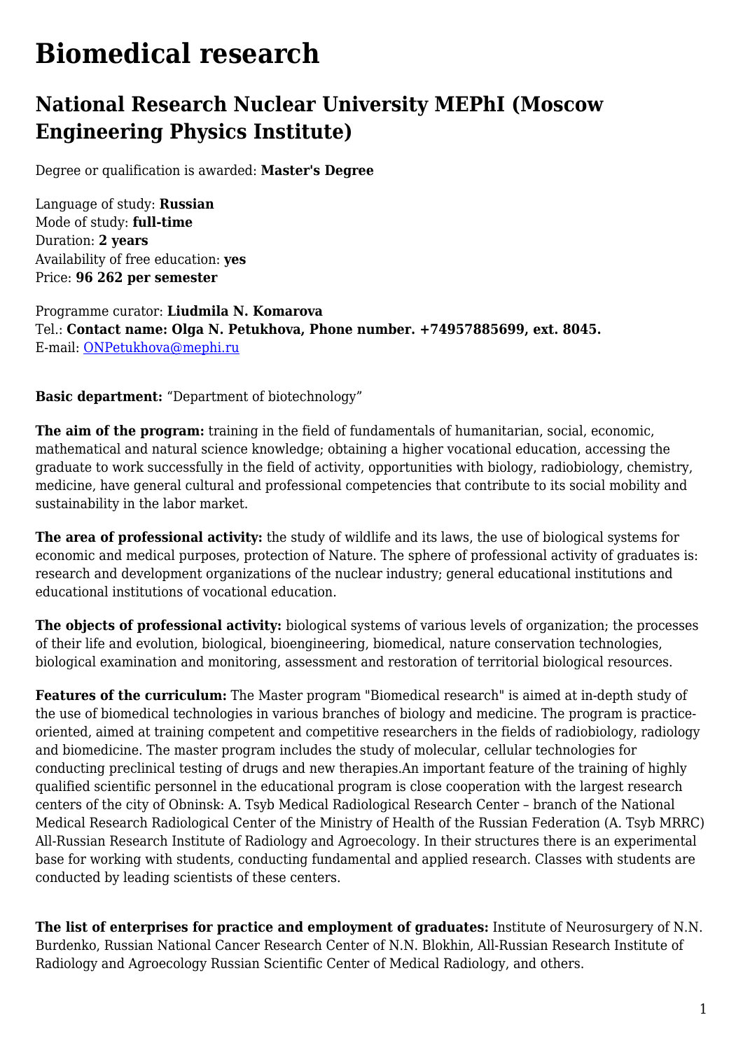# Biomedical research

## National Research Nuclear University MEPhI (Moscow Engineering Physics Institute)

Degree or qualification is awarded: **Master's Degree**

Language of study: **Russian**
Mode of study: **full-time**
Duration: **2 years**
Availability of free education: **yes**
Price: **96 262 per semester**

Programme curator: **Liudmila N. Komarova**
Tel.: **Contact name: Olga N. Petukhova, Phone number. +74957885699, ext. 8045.**
E-mail: ONPetukhova@mephi.ru

**Basic department:** “Department of biotechnology”

**The aim of the program:** training in the field of fundamentals of humanitarian, social, economic, mathematical and natural science knowledge; obtaining a higher vocational education, accessing the graduate to work successfully in the field of activity, opportunities with biology, radiobiology, chemistry, medicine, have general cultural and professional competencies that contribute to its social mobility and sustainability in the labor market.

**The area of professional activity:** the study of wildlife and its laws, the use of biological systems for economic and medical purposes, protection of Nature. The sphere of professional activity of graduates is: research and development organizations of the nuclear industry; general educational institutions and educational institutions of vocational education.

**The objects of professional activity:** biological systems of various levels of organization; the processes of their life and evolution, biological, bioengineering, biomedical, nature conservation technologies, biological examination and monitoring, assessment and restoration of territorial biological resources.

**Features of the curriculum:** The Master program "Biomedical research" is aimed at in-depth study of the use of biomedical technologies in various branches of biology and medicine. The program is practice-oriented, aimed at training competent and competitive researchers in the fields of radiobiology, radiology and biomedicine. The master program includes the study of molecular, cellular technologies for conducting preclinical testing of drugs and new therapies.An important feature of the training of highly qualified scientific personnel in the educational program is close cooperation with the largest research centers of the city of Obninsk: A. Tsyb Medical Radiological Research Center – branch of the National Medical Research Radiological Center of the Ministry of Health of the Russian Federation (A. Tsyb MRRC) All-Russian Research Institute of Radiology and Agroecology. In their structures there is an experimental base for working with students, conducting fundamental and applied research. Classes with students are conducted by leading scientists of these centers.

**The list of enterprises for practice and employment of graduates:** Institute of Neurosurgery of N.N. Burdenko, Russian National Cancer Research Center of N.N. Blokhin, All-Russian Research Institute of Radiology and Agroecology Russian Scientific Center of Medical Radiology, and others.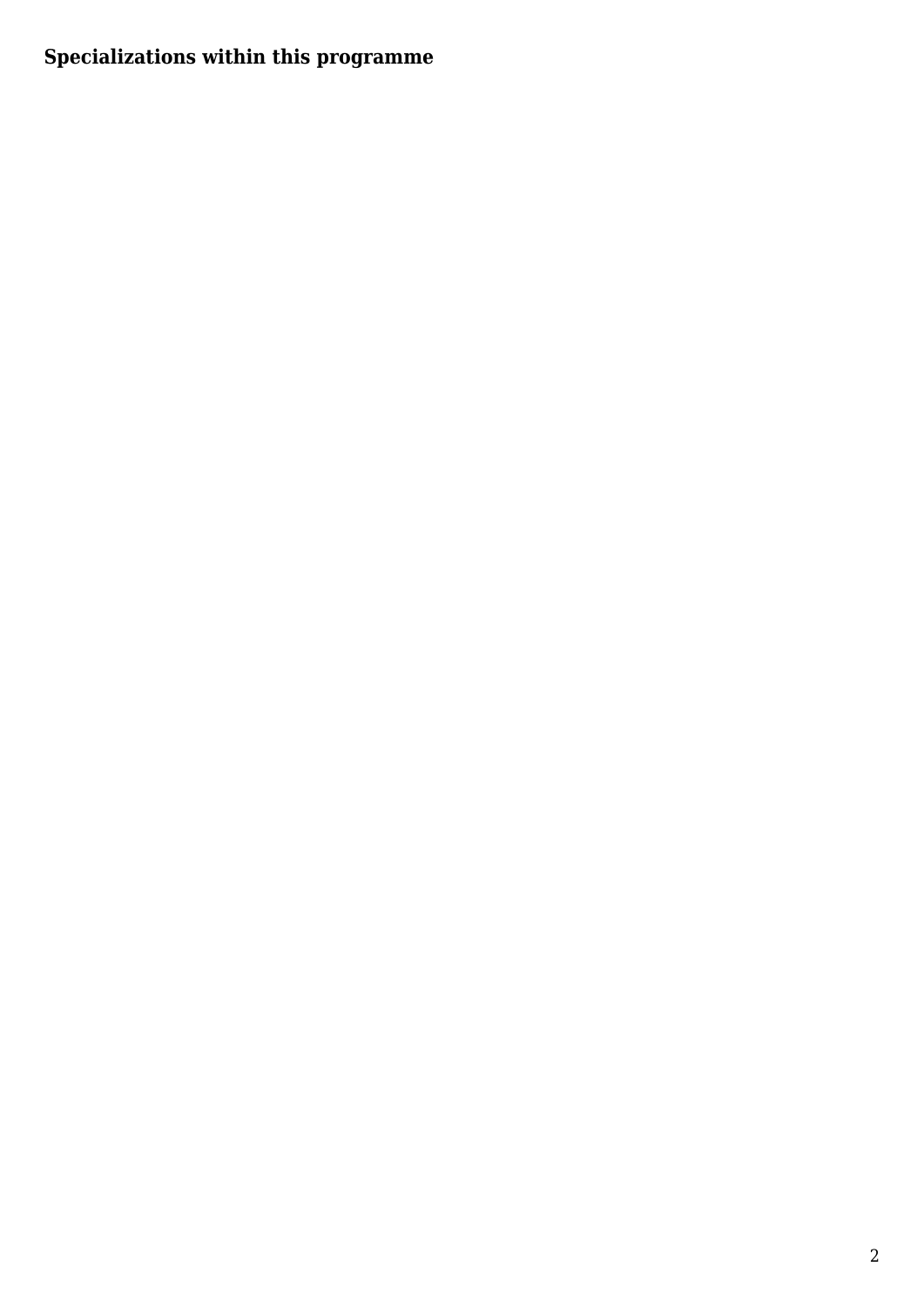**Specializations within this programme**